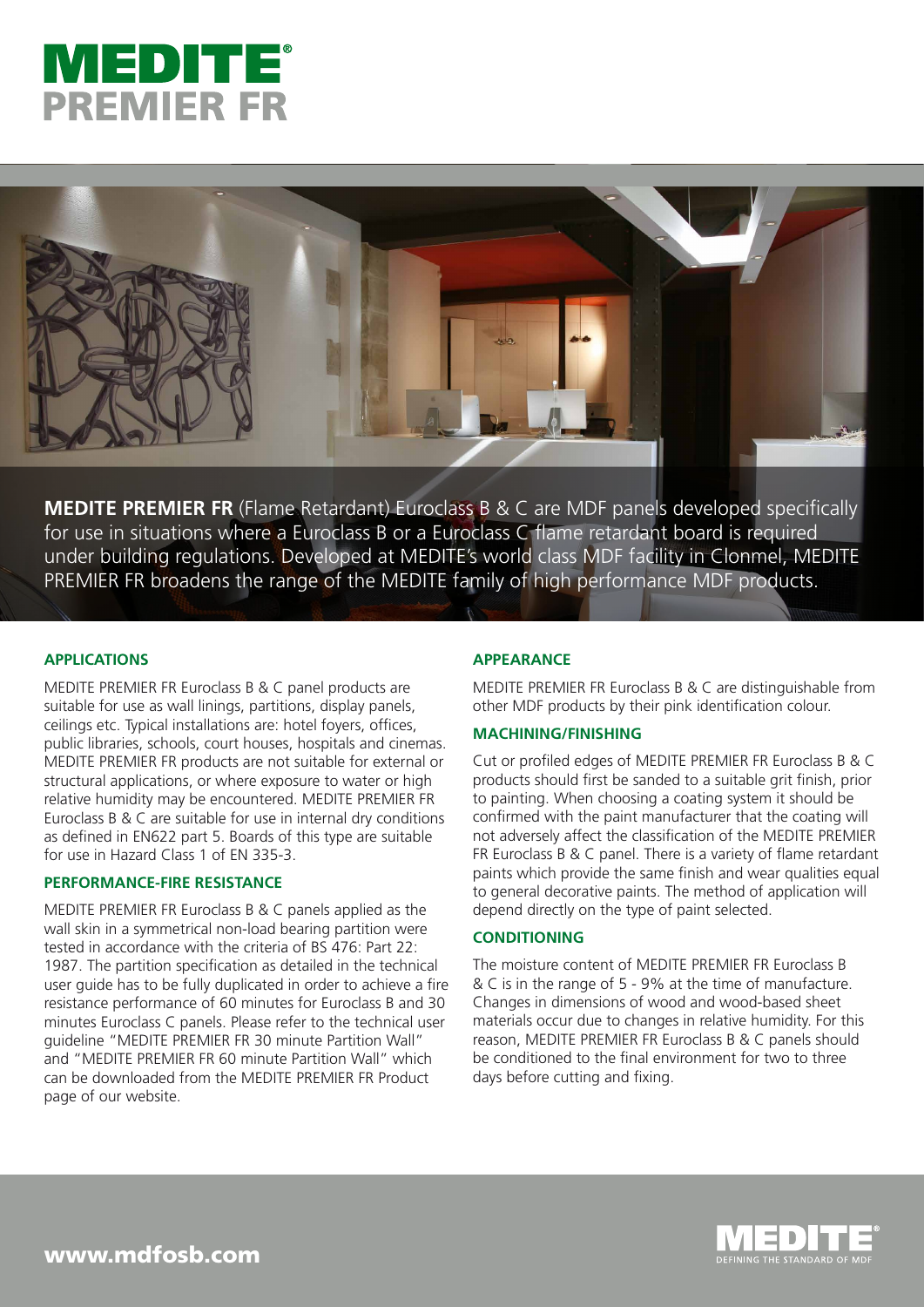# MEDITE® PREMIER FR

**MEDITE PREMIER FR** (Flame Retardant) Euroclass B & C are MDF panels developed specifically for use in situations where a Euroclass B or a Euroclass C flame retardant board is required under building regulations. Developed at MEDITE's world class MDF facility in Clonmel, MEDITE PREMIER FR broadens the range of the MEDITE family of high performance MDF products.

## APPLICATIONS

MEDITE PREMIER FR Euroclass B & C panel products are suitable for use as wall linings, partitions, display panels, ceilings etc. Typical installations are: hotel foyers, offices, public libraries, schools, court houses, hospitals and cinemas. MEDITE PREMIER FR products are not suitable for external or structural applications, or where exposure to water or high relative humidity may be encountered. MEDITE PREMIER FR Euroclass B & C are suitable for use in internal dry conditions as defined in EN622 part 5. Boards of this type are suitable for use in Hazard Class 1 of EN 335-3.

## PERFORMANCE-FIRE RESISTANCE

MEDITE PREMIER FR Euroclass B & C panels applied as the wall skin in a symmetrical non-load bearing partition were tested in accordance with the criteria of BS 476: Part 22: 1987. The partition specification as detailed in the technical user guide has to be fully duplicated in order to achieve a fire resistance performance of 60 minutes for Euroclass B and 30 minutes Euroclass C panels. Please refer to the technical user guideline "MEDITE PREMIER FR 30 minute Partition Wall" and "MEDITE PREMIER FR 60 minute Partition Wall" which can be downloaded from the MEDITE PREMIER FR Product page of our website.

## APPEARANCE

MEDITE PREMIER FR Euroclass B & C are distinguishable from other MDF products by their pink identification colour.

## MACHINING/FINISHING

Cut or profiled edges of MEDITE PREMIER FR Euroclass B & C products should first be sanded to a suitable grit finish, prior to painting. When choosing a coating system it should be confirmed with the paint manufacturer that the coating will not adversely affect the classification of the MEDITE PREMIER FR Euroclass B & C panel. There is a variety of flame retardant paints which provide the same finish and wear qualities equal to general decorative paints. The method of application will depend directly on the type of paint selected.

## CONDITIONING

The moisture content of MEDITE PREMIER FR Euroclass B & C is in the range of 5 - 9% at the time of manufacture. Changes in dimensions of wood and wood-based sheet materials occur due to changes in relative humidity. For this reason, MEDITE PREMIER FR Euroclass B & C panels should be conditioned to the final environment for two to three days before cutting and fixing.

www.mdfosb.com

MEDITE® DEFINING THE STANDARD OF MDF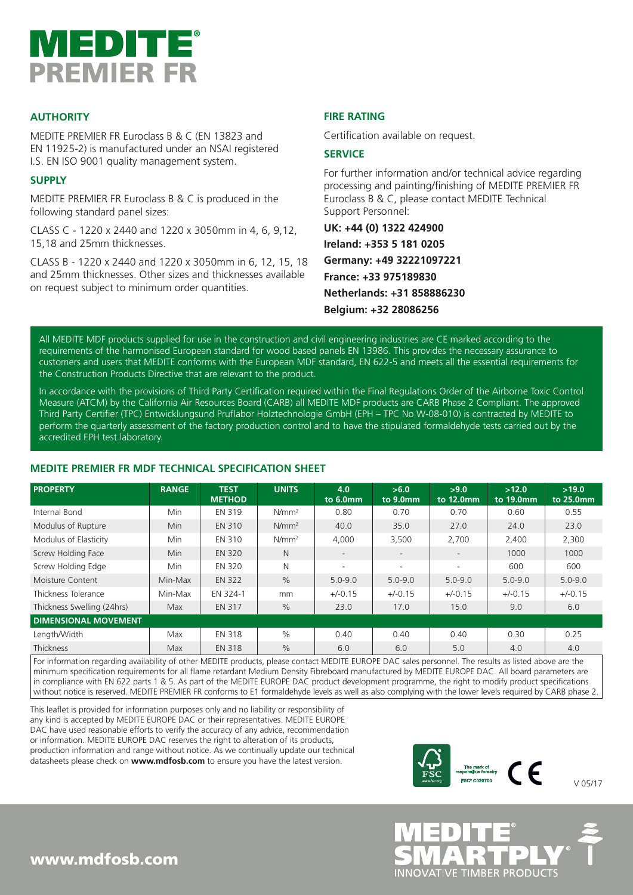# MEDITE® PREMIER FR

## AUTHORITY

MEDITE PREMIER FR Euroclass B & C (EN 13823 and EN 11925-2) is manufactured under an NSAI registered I.S. EN ISO 9001 quality management system.

## SUPPLY

MEDITE PREMIER FR Euroclass B & C is produced in the following standard panel sizes:

CLASS C - 1220 x 2440 and 1220 x 3050mm in 4, 6, 9,12, 15,18 and 25mm thicknesses.

CLASS B - 1220 x 2440 and 1220 x 3050mm in 6, 12, 15, 18 and 25mm thicknesses. Other sizes and thicknesses available on request subject to minimum order quantities.

## FIRE RATING

Certification available on request.

## SERVICE

For further information and/or technical advice regarding processing and painting/finishing of MEDITE PREMIER FR Euroclass B & C, please contact MEDITE Technical Support Personnel:

**UK: +44 (0) 1322 424900**

**Ireland: +353 5 181 0205**

**Germany: +49 32221097221**

**France: +33 975189830**

**Netherlands: +31 858886230**

**Belgium: +32 28086256**

All MEDITE MDF products supplied for use in the construction and civil engineering industries are CE marked according to the requirements of the harmonised European standard for wood based panels EN 13986. This provides the necessary assurance to customers and users that MEDITE conforms with the European MDF standard, EN 622-5 and meets all the essential requirements for the Construction Products Directive that are relevant to the product.

In accordance with the provisions of Third Party Certification required within the Final Regulations Order of the Airborne Toxic Control Measure (ATCM) by the California Air Resources Board (CARB) all MEDITE MDF products are CARB Phase 2 Compliant. The approved Third Party Certifier (TPC) Entwicklungsund Pruflabor Holztechnologie GmbH (EPH – TPC No W-08-010) is contracted by MEDITE to perform the quarterly assessment of the factory production control and to have the stipulated formaldehyde tests carried out by the accredited EPH test laboratory.

## MEDITE PREMIER FR MDF TECHNICAL SPECIFICATION SHEET

| PROPERTY | RANGE | TEST METHOD | UNITS | 4.0 to 6.0mm | >6.0 to 9.0mm | >9.0 to 12.0mm | >12.0 to 19.0mm | >19.0 to 25.0mm |
|---|---|---|---|---|---|---|---|---|
| Internal Bond | Min | EN 319 | N/mm² | 0.80 | 0.70 | 0.70 | 0.60 | 0.55 |
| Modulus of Rupture | Min | EN 310 | N/mm² | 40.0 | 35.0 | 27.0 | 24.0 | 23.0 |
| Modulus of Elasticity | Min | EN 310 | N/mm² | 4,000 | 3,500 | 2,700 | 2,400 | 2,300 |
| Screw Holding Face | Min | EN 320 | N | - | - | - | 1000 | 1000 |
| Screw Holding Edge | Min | EN 320 | N | - | - | - | 600 | 600 |
| Moisture Content | Min-Max | EN 322 | % | 5.0-9.0 | 5.0-9.0 | 5.0-9.0 | 5.0-9.0 | 5.0-9.0 |
| Thickness Tolerance | Min-Max | EN 324-1 | mm | +/-0.15 | +/-0.15 | +/-0.15 | +/-0.15 | +/-0.15 |
| Thickness Swelling (24hrs) | Max | EN 317 | % | 23.0 | 17.0 | 15.0 | 9.0 | 6.0 |
| **DIMENSIONAL MOVEMENT** | | | | | | | | |
| Length/Width | Max | EN 318 | % | 0.40 | 0.40 | 0.40 | 0.30 | 0.25 |
| Thickness | Max | EN 318 | % | 6.0 | 6.0 | 5.0 | 4.0 | 4.0 |

For information regarding availability of other MEDITE products, please contact MEDITE EUROPE DAC sales personnel. The results as listed above are the minimum specification requirements for all flame retardant Medium Density Fibreboard manufactured by MEDITE EUROPE DAC. All board parameters are in compliance with EN 622 parts 1 & 5. As part of the MEDITE EUROPE DAC product development programme, the right to modify product specifications without notice is reserved. MEDITE PREMIER FR conforms to E1 formaldehyde levels as well as also complying with the lower levels required by CARB phase 2.

This leaflet is provided for information purposes only and no liability or responsibility of any kind is accepted by MEDITE EUROPE DAC or their representatives. MEDITE EUROPE DAC have used reasonable efforts to verify the accuracy of any advice, recommendation or information. MEDITE EUROPE DAC reserves the right to alteration of its products, production information and range without notice. As we continually update our technical datasheets please check on **www.mdfosb.com** to ensure you have the latest version.

FSC — The mark of responsible forestry — FSC® C020700

CE

V 05/17

**www.mdfosb.com**

MEDITE® SMARTPLY® INNOVATIVE TIMBER PRODUCTS